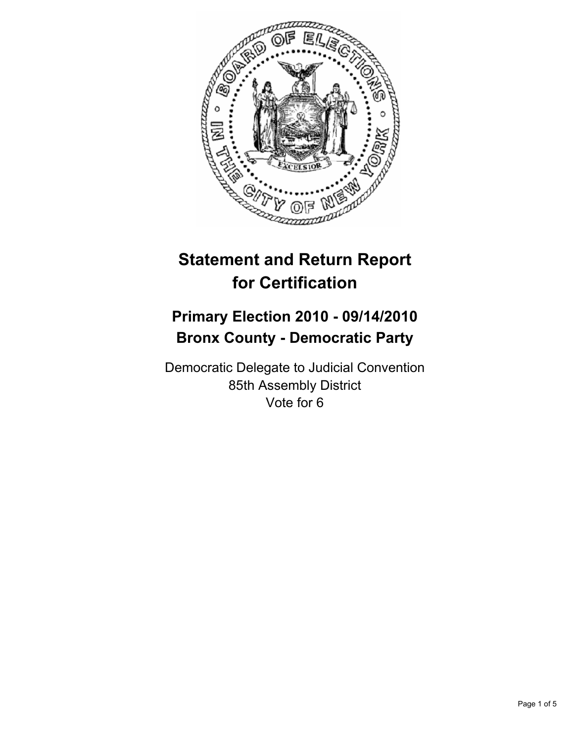# Statement and Return Report for Certification

## Primary Election 2010 - 09/14/2010
## Bronx County - Democratic Party

Democratic Delegate to Judicial Convention
85th Assembly District
Vote for 6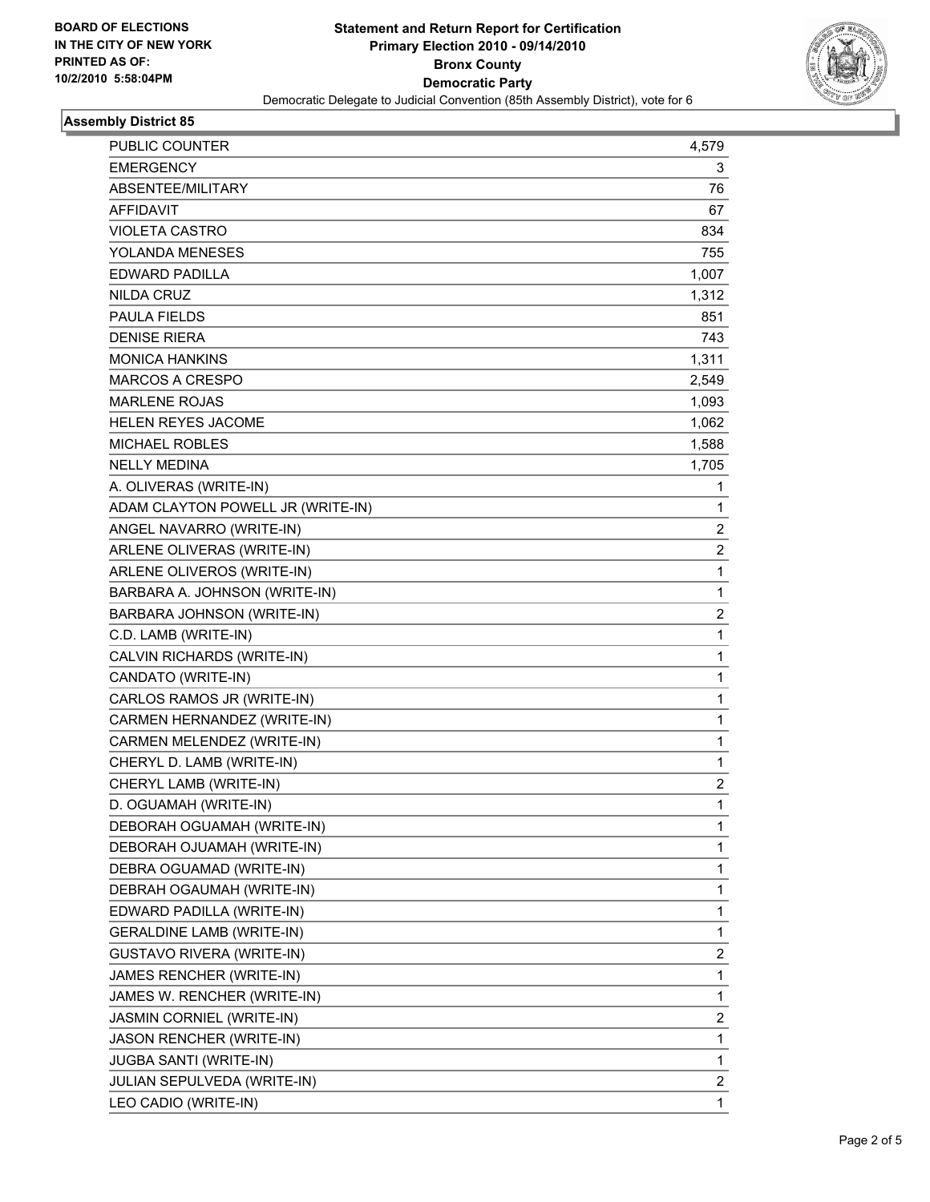**BOARD OF ELECTIONS IN THE CITY OF NEW YORK PRINTED AS OF: 10/2/2010 5:58:04PM**

**Statement and Return Report for Certification**
**Primary Election 2010 - 09/14/2010**
**Bronx County**
**Democratic Party**
Democratic Delegate to Judicial Convention (85th Assembly District), vote for 6

### Assembly District 85

| | |
|---|---|
| PUBLIC COUNTER | 4,579 |
| EMERGENCY | 3 |
| ABSENTEE/MILITARY | 76 |
| AFFIDAVIT | 67 |
| VIOLETA CASTRO | 834 |
| YOLANDA MENESES | 755 |
| EDWARD PADILLA | 1,007 |
| NILDA CRUZ | 1,312 |
| PAULA FIELDS | 851 |
| DENISE RIERA | 743 |
| MONICA HANKINS | 1,311 |
| MARCOS A CRESPO | 2,549 |
| MARLENE ROJAS | 1,093 |
| HELEN REYES JACOME | 1,062 |
| MICHAEL ROBLES | 1,588 |
| NELLY MEDINA | 1,705 |
| A. OLIVERAS (WRITE-IN) | 1 |
| ADAM CLAYTON POWELL JR (WRITE-IN) | 1 |
| ANGEL NAVARRO (WRITE-IN) | 2 |
| ARLENE OLIVERAS (WRITE-IN) | 2 |
| ARLENE OLIVEROS (WRITE-IN) | 1 |
| BARBARA A. JOHNSON (WRITE-IN) | 1 |
| BARBARA JOHNSON (WRITE-IN) | 2 |
| C.D. LAMB (WRITE-IN) | 1 |
| CALVIN RICHARDS (WRITE-IN) | 1 |
| CANDATO (WRITE-IN) | 1 |
| CARLOS RAMOS JR (WRITE-IN) | 1 |
| CARMEN HERNANDEZ (WRITE-IN) | 1 |
| CARMEN MELENDEZ (WRITE-IN) | 1 |
| CHERYL D. LAMB (WRITE-IN) | 1 |
| CHERYL LAMB (WRITE-IN) | 2 |
| D. OGUAMAH (WRITE-IN) | 1 |
| DEBORAH OGUAMAH (WRITE-IN) | 1 |
| DEBORAH OJUAMAH (WRITE-IN) | 1 |
| DEBRA OGUAMAD (WRITE-IN) | 1 |
| DEBRAH OGAUMAH (WRITE-IN) | 1 |
| EDWARD PADILLA (WRITE-IN) | 1 |
| GERALDINE LAMB (WRITE-IN) | 1 |
| GUSTAVO RIVERA (WRITE-IN) | 2 |
| JAMES RENCHER (WRITE-IN) | 1 |
| JAMES W. RENCHER (WRITE-IN) | 1 |
| JASMIN CORNIEL (WRITE-IN) | 2 |
| JASON RENCHER (WRITE-IN) | 1 |
| JUGBA SANTI (WRITE-IN) | 1 |
| JULIAN SEPULVEDA (WRITE-IN) | 2 |
| LEO CADIO (WRITE-IN) | 1 |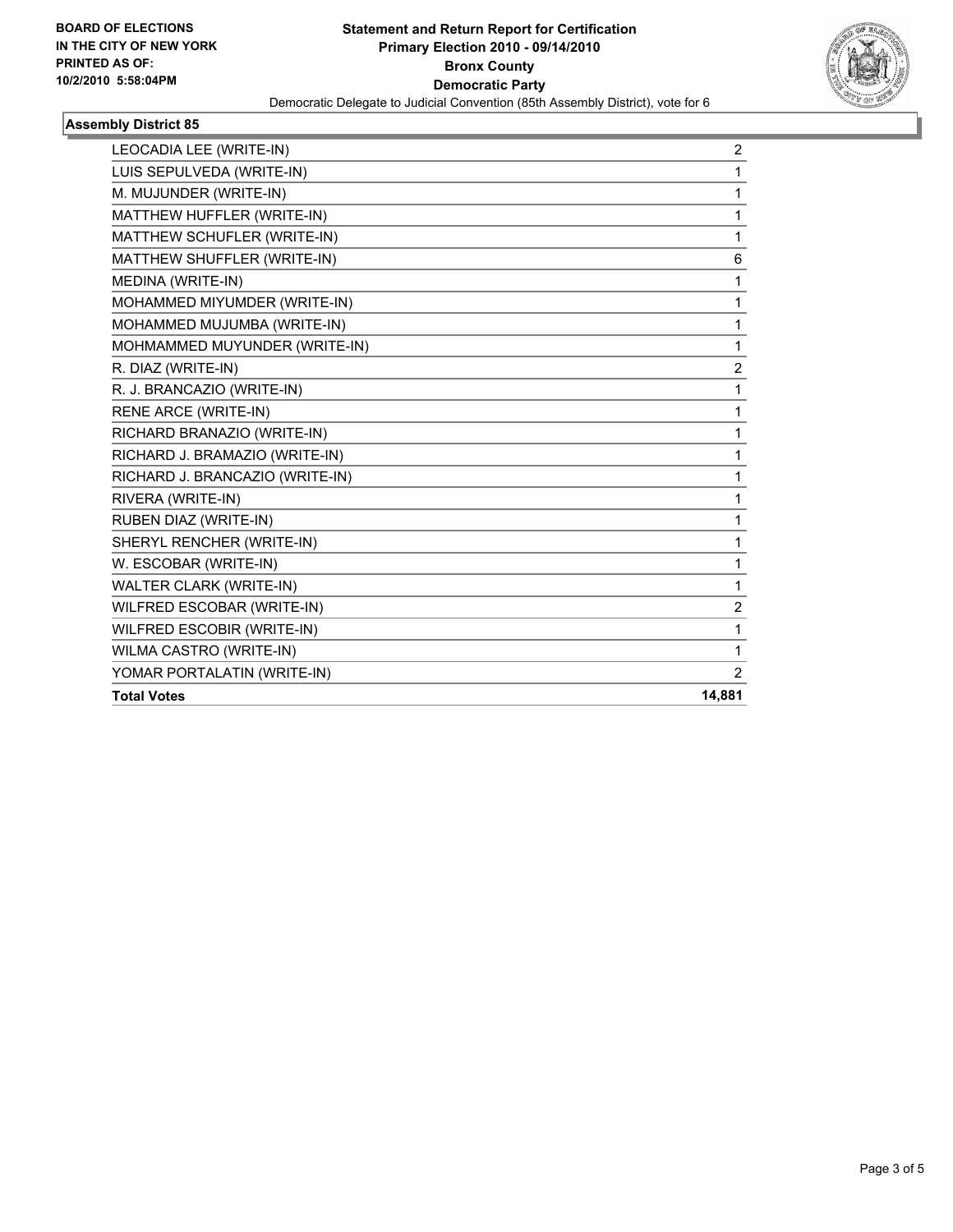**BOARD OF ELECTIONS IN THE CITY OF NEW YORK PRINTED AS OF: 10/2/2010 5:58:04PM**

**Statement and Return Report for Certification**
**Primary Election 2010 - 09/14/2010**
**Bronx County**
**Democratic Party**
Democratic Delegate to Judicial Convention (85th Assembly District), vote for 6

## Assembly District 85

| | |
|---|---|
| LEOCADIA LEE (WRITE-IN) | 2 |
| LUIS SEPULVEDA (WRITE-IN) | 1 |
| M. MUJUNDER (WRITE-IN) | 1 |
| MATTHEW HUFFLER (WRITE-IN) | 1 |
| MATTHEW SCHUFLER (WRITE-IN) | 1 |
| MATTHEW SHUFFLER (WRITE-IN) | 6 |
| MEDINA (WRITE-IN) | 1 |
| MOHAMMED MIYUMDER (WRITE-IN) | 1 |
| MOHAMMED MUJUMBA (WRITE-IN) | 1 |
| MOHMAMMED MUYUNDER (WRITE-IN) | 1 |
| R. DIAZ (WRITE-IN) | 2 |
| R. J. BRANCAZIO (WRITE-IN) | 1 |
| RENE ARCE (WRITE-IN) | 1 |
| RICHARD BRANAZIO (WRITE-IN) | 1 |
| RICHARD J. BRAMAZIO (WRITE-IN) | 1 |
| RICHARD J. BRANCAZIO (WRITE-IN) | 1 |
| RIVERA (WRITE-IN) | 1 |
| RUBEN DIAZ (WRITE-IN) | 1 |
| SHERYL RENCHER (WRITE-IN) | 1 |
| W. ESCOBAR (WRITE-IN) | 1 |
| WALTER CLARK (WRITE-IN) | 1 |
| WILFRED ESCOBAR (WRITE-IN) | 2 |
| WILFRED ESCOBIR (WRITE-IN) | 1 |
| WILMA CASTRO (WRITE-IN) | 1 |
| YOMAR PORTALATIN (WRITE-IN) | 2 |
| **Total Votes** | **14,881** |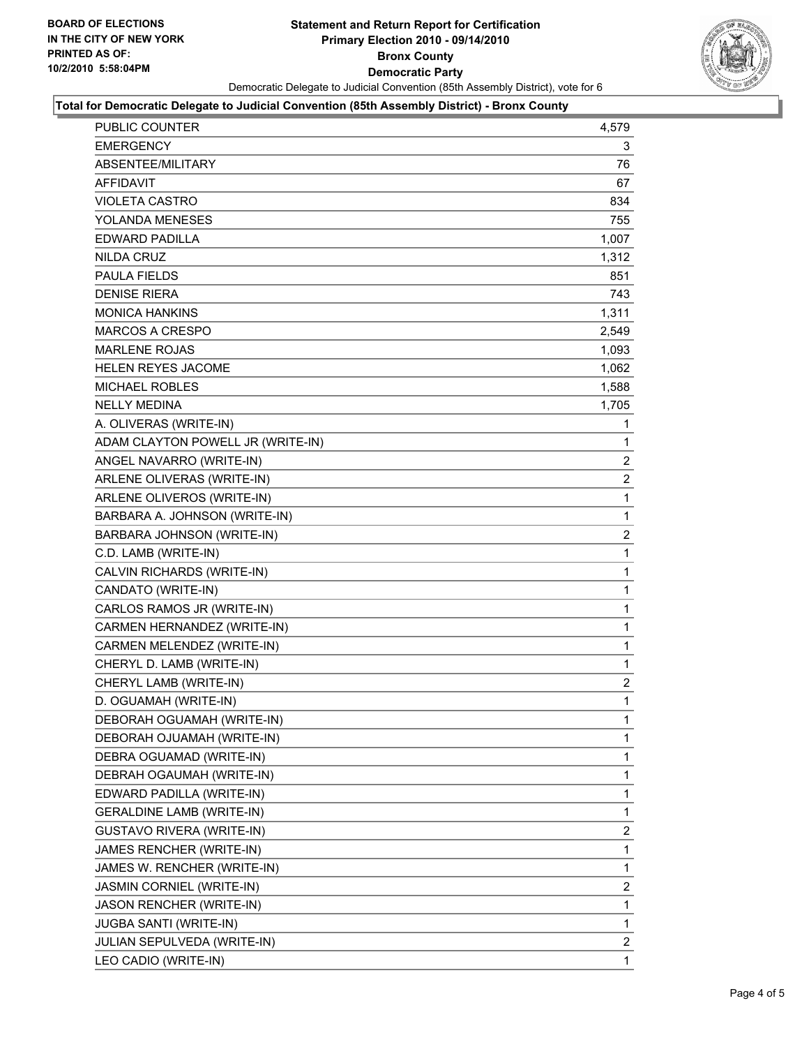**BOARD OF ELECTIONS IN THE CITY OF NEW YORK PRINTED AS OF: 10/2/2010 5:58:04PM**

# Statement and Return Report for Certification
## Primary Election 2010 - 09/14/2010
## Bronx County
## Democratic Party

Democratic Delegate to Judicial Convention (85th Assembly District), vote for 6

### Total for Democratic Delegate to Judicial Convention (85th Assembly District) - Bronx County

| | |
|---|---|
| PUBLIC COUNTER | 4,579 |
| EMERGENCY | 3 |
| ABSENTEE/MILITARY | 76 |
| AFFIDAVIT | 67 |
| VIOLETA CASTRO | 834 |
| YOLANDA MENESES | 755 |
| EDWARD PADILLA | 1,007 |
| NILDA CRUZ | 1,312 |
| PAULA FIELDS | 851 |
| DENISE RIERA | 743 |
| MONICA HANKINS | 1,311 |
| MARCOS A CRESPO | 2,549 |
| MARLENE ROJAS | 1,093 |
| HELEN REYES JACOME | 1,062 |
| MICHAEL ROBLES | 1,588 |
| NELLY MEDINA | 1,705 |
| A. OLIVERAS (WRITE-IN) | 1 |
| ADAM CLAYTON POWELL JR (WRITE-IN) | 1 |
| ANGEL NAVARRO (WRITE-IN) | 2 |
| ARLENE OLIVERAS (WRITE-IN) | 2 |
| ARLENE OLIVEROS (WRITE-IN) | 1 |
| BARBARA A. JOHNSON (WRITE-IN) | 1 |
| BARBARA JOHNSON (WRITE-IN) | 2 |
| C.D. LAMB (WRITE-IN) | 1 |
| CALVIN RICHARDS (WRITE-IN) | 1 |
| CANDATO (WRITE-IN) | 1 |
| CARLOS RAMOS JR (WRITE-IN) | 1 |
| CARMEN HERNANDEZ (WRITE-IN) | 1 |
| CARMEN MELENDEZ (WRITE-IN) | 1 |
| CHERYL D. LAMB (WRITE-IN) | 1 |
| CHERYL LAMB (WRITE-IN) | 2 |
| D. OGUAMAH (WRITE-IN) | 1 |
| DEBORAH OGUAMAH (WRITE-IN) | 1 |
| DEBORAH OJUAMAH (WRITE-IN) | 1 |
| DEBRA OGUAMAD (WRITE-IN) | 1 |
| DEBRAH OGAUMAH (WRITE-IN) | 1 |
| EDWARD PADILLA (WRITE-IN) | 1 |
| GERALDINE LAMB (WRITE-IN) | 1 |
| GUSTAVO RIVERA (WRITE-IN) | 2 |
| JAMES RENCHER (WRITE-IN) | 1 |
| JAMES W. RENCHER (WRITE-IN) | 1 |
| JASMIN CORNIEL (WRITE-IN) | 2 |
| JASON RENCHER (WRITE-IN) | 1 |
| JUGBA SANTI (WRITE-IN) | 1 |
| JULIAN SEPULVEDA (WRITE-IN) | 2 |
| LEO CADIO (WRITE-IN) | 1 |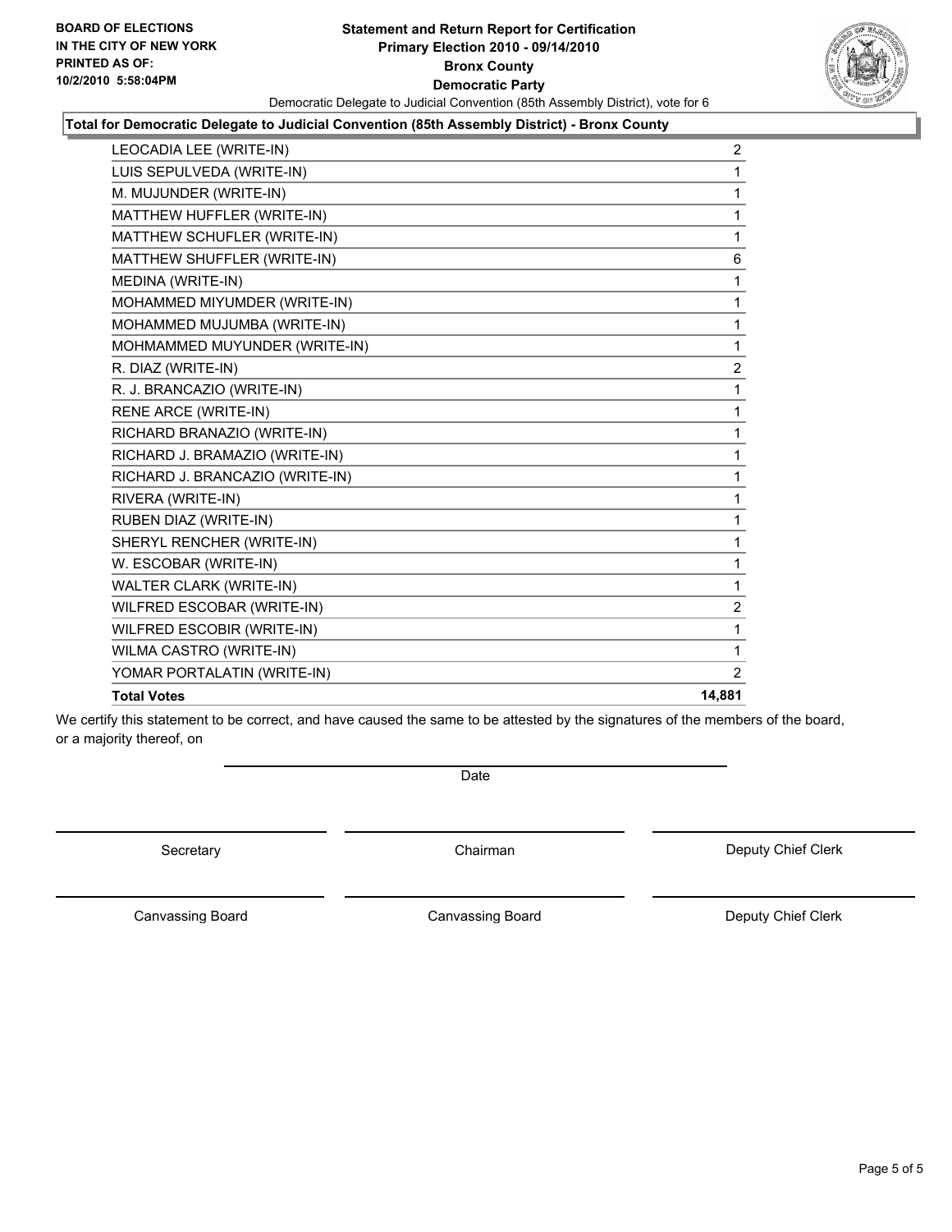**BOARD OF ELECTIONS IN THE CITY OF NEW YORK PRINTED AS OF: 10/2/2010 5:58:04PM**

**Statement and Return Report for Certification**
**Primary Election 2010 - 09/14/2010**
**Bronx County**
**Democratic Party**

Democratic Delegate to Judicial Convention (85th Assembly District), vote for 6

**Total for Democratic Delegate to Judicial Convention (85th Assembly District) - Bronx County**

| | |
|---|---|
| LEOCADIA LEE (WRITE-IN) | 2 |
| LUIS SEPULVEDA (WRITE-IN) | 1 |
| M. MUJUNDER (WRITE-IN) | 1 |
| MATTHEW HUFFLER (WRITE-IN) | 1 |
| MATTHEW SCHUFLER (WRITE-IN) | 1 |
| MATTHEW SHUFFLER (WRITE-IN) | 6 |
| MEDINA (WRITE-IN) | 1 |
| MOHAMMED MIYUMDER (WRITE-IN) | 1 |
| MOHAMMED MUJUMBA (WRITE-IN) | 1 |
| MOHMAMMED MUYUNDER (WRITE-IN) | 1 |
| R. DIAZ (WRITE-IN) | 2 |
| R. J. BRANCAZIO (WRITE-IN) | 1 |
| RENE ARCE (WRITE-IN) | 1 |
| RICHARD BRANAZIO (WRITE-IN) | 1 |
| RICHARD J. BRAMAZIO (WRITE-IN) | 1 |
| RICHARD J. BRANCAZIO (WRITE-IN) | 1 |
| RIVERA (WRITE-IN) | 1 |
| RUBEN DIAZ (WRITE-IN) | 1 |
| SHERYL RENCHER (WRITE-IN) | 1 |
| W. ESCOBAR (WRITE-IN) | 1 |
| WALTER CLARK (WRITE-IN) | 1 |
| WILFRED ESCOBAR (WRITE-IN) | 2 |
| WILFRED ESCOBIR (WRITE-IN) | 1 |
| WILMA CASTRO (WRITE-IN) | 1 |
| YOMAR PORTALATIN (WRITE-IN) | 2 |
| **Total Votes** | **14,881** |

We certify this statement to be correct, and have caused the same to be attested by the signatures of the members of the board, or a majority thereof, on

Date

Secretary | Chairman | Deputy Chief Clerk

Canvassing Board | Canvassing Board | Deputy Chief Clerk